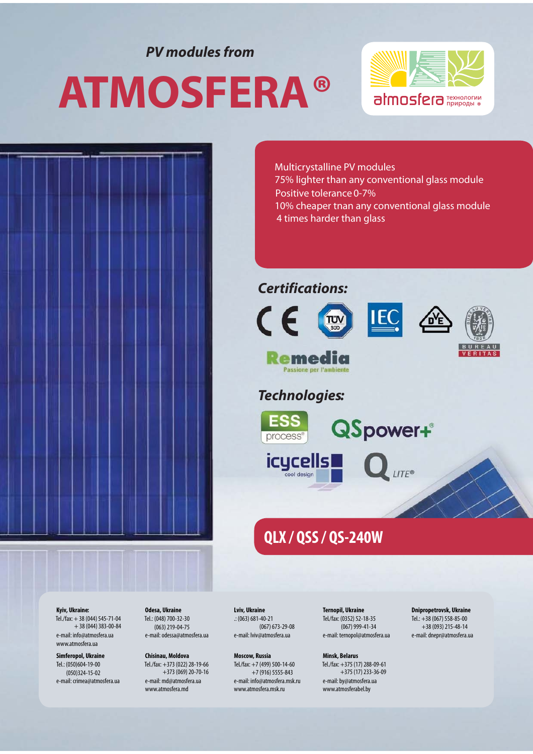*PV modules from*

# ATMOSFERA®

atmosfera технологии природы ®

- Multicrystalline PV modules
- 75% lighter than any conventional glass module
- Positive tolerance 0-7%
- 10% cheaper tnan any conventional glass module
- 4 times harder than glass

## Certifications:

CE, TÜV SÜD, IEC, DVE, Bureau Veritas 1828, Remedia Passione per l'ambiente

## Technologies:

ESS process®, QSpower+®, icycells cool design, Q LITE®

## QLX / QSS / QS-240W

**Kyiv, Ukraine:**
Tel./fax: + 38 (044) 545-71-04
+ 38 (044) 383-00-84
e-mail: info@atmosfera.ua
www.atmosfera.ua

**Odesa, Ukraine**
Tel.: (048) 700-32-30
(063) 219-04-75
e-mail: odessa@atmosfera.ua

**Lviv, Ukraine**
.: (063) 681-40-21
(067) 673-29-08
e-mail: lviv@atmosfera.ua

**Ternopil, Ukraine**
Tel./fax: (0352) 52-18-35
(067) 999-41-34
e-mail: ternopol@atmosfera.ua

**Dnipropetrovsk, Ukraine**
Tel.: +38 (067) 558-85-00
+38 (093) 215-48-14
e-mail: dnepr@atmosfera.ua

**Simferopol, Ukraine**
Tel.: (050)604-19-00
(050)324-15-02
e-mail: crimea@atmosfera.ua

**Chisinau, Moldova**
Tel./fax: +373 (022) 28-19-66
+373 (069) 20-70-16
e-mail: md@atmosfera.ua
www.atmosfera.md

**Moscow, Russia**
Tel./fax: +7 (499) 500-14-60
+7 (916) 5555-843
e-mail: info@atmosfera.msk.ru
www.atmosfera.msk.ru

**Minsk, Belarus**
Tel./fax: +375 (17) 288-09-61
+375 (17) 233-36-09
e-mail: by@atmosfera.ua
www.atmosferabel.by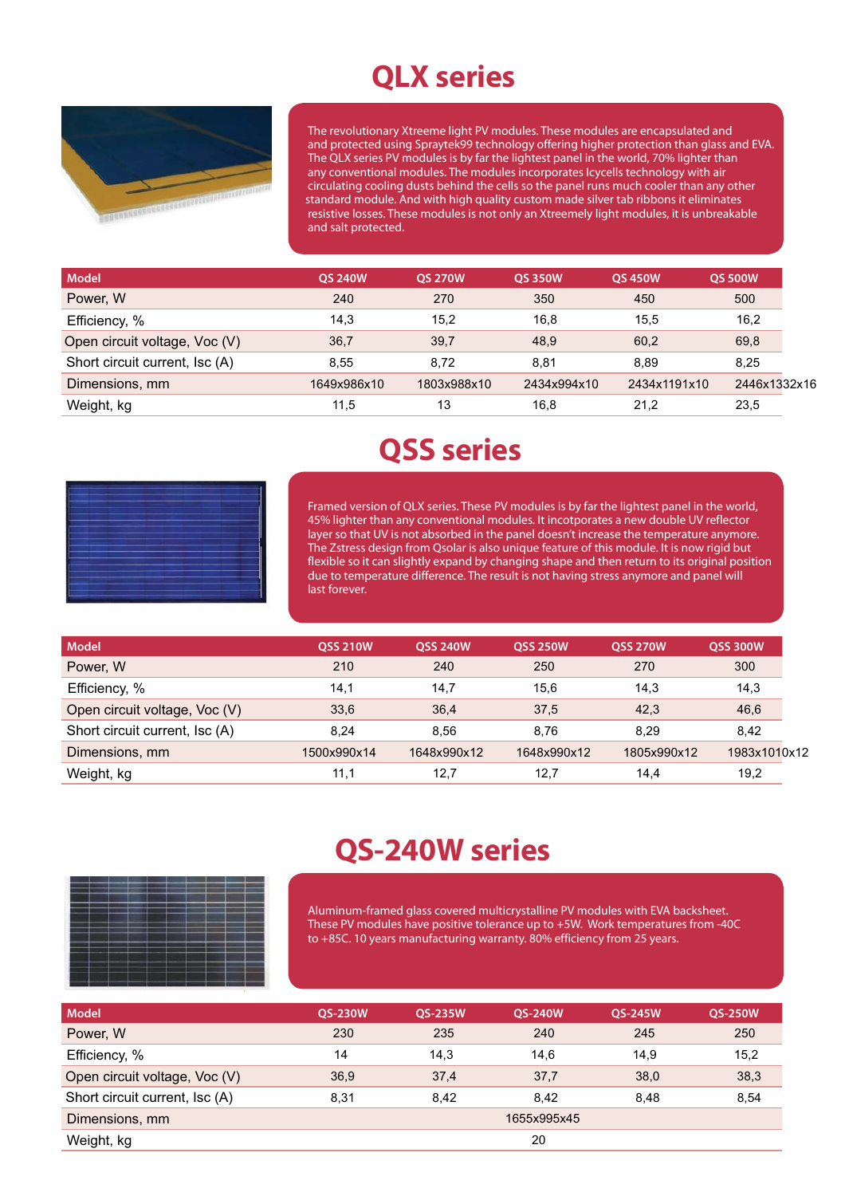# QLX series

The revolutionary Xtreeme light PV modules. These modules are encapsulated and and protected using Spraytek99 technology offering higher protection than glass and EVA. The QLX series PV modules is by far the lightest panel in the world, 70% lighter than any conventional modules. The modules incorporates Icycells technology with air circulating cooling dusts behind the cells so the panel runs much cooler than any other standard module. And with high quality custom made silver tab ribbons it eliminates resistive losses. These modules is not only an Xtreemely light modules, it is unbreakable and salt protected.

| Model | QS 240W | QS 270W | QS 350W | QS 450W | QS 500W |
|---|---|---|---|---|---|
| Power, W | 240 | 270 | 350 | 450 | 500 |
| Efficiency, % | 14,3 | 15,2 | 16,8 | 15,5 | 16,2 |
| Open circuit voltage, Voc (V) | 36,7 | 39,7 | 48,9 | 60,2 | 69,8 |
| Short circuit current, Isc (A) | 8,55 | 8,72 | 8,81 | 8,89 | 8,25 |
| Dimensions, mm | 1649x986x10 | 1803x988x10 | 2434x994x10 | 2434x1191x10 | 2446x1332x16 |
| Weight, kg | 11,5 | 13 | 16,8 | 21,2 | 23,5 |

# QSS series

Framed version of QLX series. These PV modules is by far the lightest panel in the world, 45% lighter than any conventional modules. It incotporates a new double UV reflector layer so that UV is not absorbed in the panel doesn't increase the temperature anymore. The Zstress design from Qsolar is also unique feature of this module. It is now rigid but flexible so it can slightly expand by changing shape and then return to its original position due to temperature difference. The result is not having stress anymore and panel will last forever.

| Model | QSS 210W | QSS 240W | QSS 250W | QSS 270W | QSS 300W |
|---|---|---|---|---|---|
| Power, W | 210 | 240 | 250 | 270 | 300 |
| Efficiency, % | 14,1 | 14,7 | 15,6 | 14,3 | 14,3 |
| Open circuit voltage, Voc (V) | 33,6 | 36,4 | 37,5 | 42,3 | 46,6 |
| Short circuit current, Isc (A) | 8,24 | 8,56 | 8,76 | 8,29 | 8,42 |
| Dimensions, mm | 1500x990x14 | 1648x990x12 | 1648x990x12 | 1805x990x12 | 1983x1010x12 |
| Weight, kg | 11,1 | 12,7 | 12,7 | 14,4 | 19,2 |

# QS-240W series

Aluminum-framed glass covered multicrystalline PV modules with EVA backsheet. These PV modules have positive tolerance up to +5W. Work temperatures from -40C to +85C. 10 years manufacturing warranty. 80% efficiency from 25 years.

| Model | QS-230W | QS-235W | QS-240W | QS-245W | QS-250W |
|---|---|---|---|---|---|
| Power, W | 230 | 235 | 240 | 245 | 250 |
| Efficiency, % | 14 | 14,3 | 14,6 | 14,9 | 15,2 |
| Open circuit voltage, Voc (V) | 36,9 | 37,4 | 37,7 | 38,0 | 38,3 |
| Short circuit current, Isc (A) | 8,31 | 8,42 | 8,42 | 8,48 | 8,54 |
| Dimensions, mm | | | 1655x995x45 | | |
| Weight, kg | | | 20 | | |